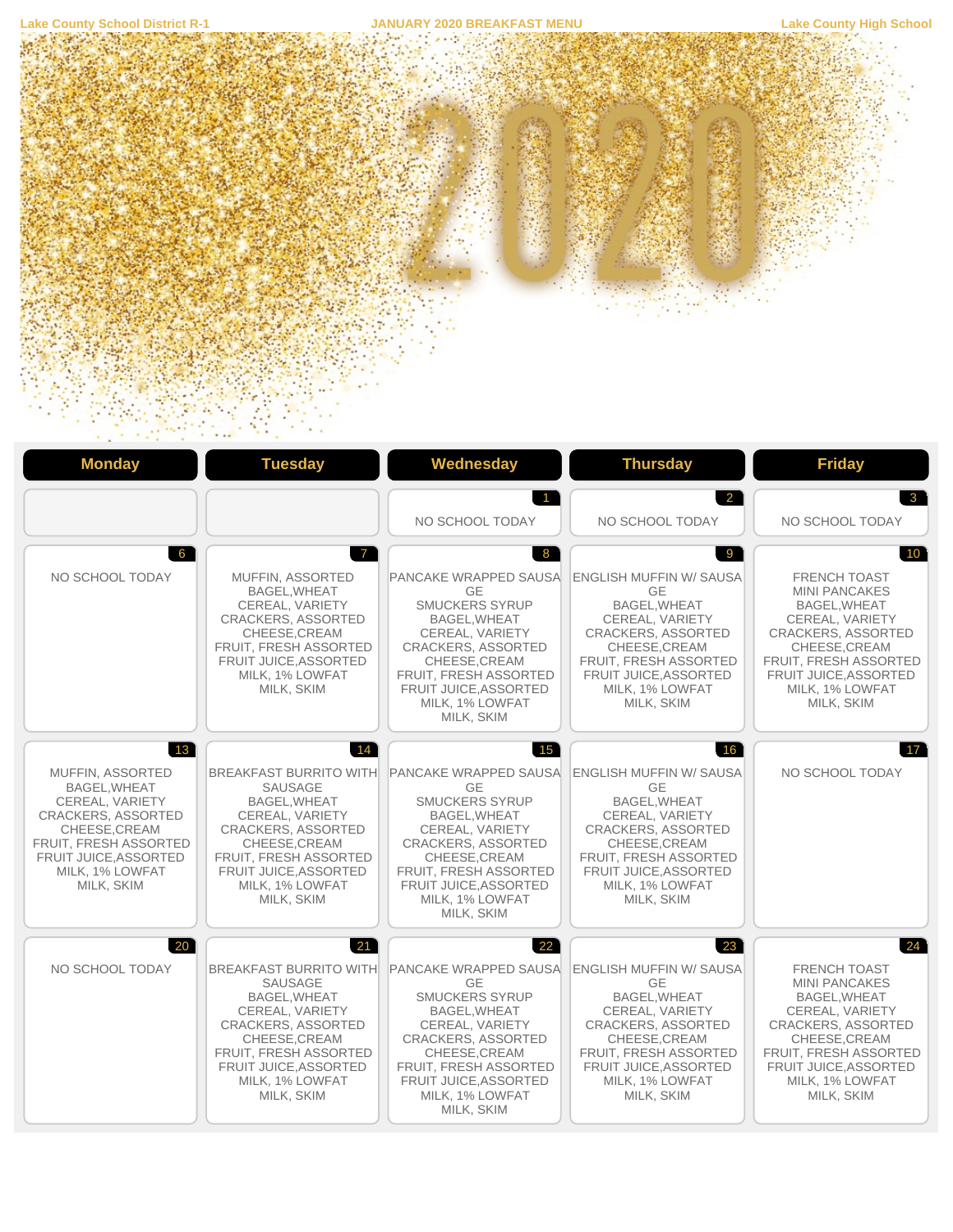Lake County School District R-1 | JANUARY 2020 BREAKFAST MENU | Lake County High School

# 2020

| Monday | Tuesday | Wednesday | Thursday | Friday |
|---|---|---|---|---|
| | | 1<br>NO SCHOOL TODAY | 2<br>NO SCHOOL TODAY | 3<br>NO SCHOOL TODAY |
| 6<br>NO SCHOOL TODAY | 7<br>MUFFIN, ASSORTED<br>BAGEL,WHEAT<br>CEREAL, VARIETY<br>CRACKERS, ASSORTED<br>CHEESE,CREAM<br>FRUIT, FRESH ASSORTED<br>FRUIT JUICE,ASSORTED<br>MILK, 1% LOWFAT<br>MILK, SKIM | 8<br>PANCAKE WRAPPED SAUSAGE<br>SMUCKERS SYRUP<br>BAGEL,WHEAT<br>CEREAL, VARIETY<br>CRACKERS, ASSORTED<br>CHEESE,CREAM<br>FRUIT, FRESH ASSORTED<br>FRUIT JUICE,ASSORTED<br>MILK, 1% LOWFAT<br>MILK, SKIM | 9<br>ENGLISH MUFFIN W/ SAUSAGE<br>BAGEL,WHEAT<br>CEREAL, VARIETY<br>CRACKERS, ASSORTED<br>CHEESE,CREAM<br>FRUIT, FRESH ASSORTED<br>FRUIT JUICE,ASSORTED<br>MILK, 1% LOWFAT<br>MILK, SKIM | 10<br>FRENCH TOAST<br>MINI PANCAKES<br>BAGEL,WHEAT<br>CEREAL, VARIETY<br>CRACKERS, ASSORTED<br>CHEESE,CREAM<br>FRUIT, FRESH ASSORTED<br>FRUIT JUICE,ASSORTED<br>MILK, 1% LOWFAT<br>MILK, SKIM |
| 13<br>MUFFIN, ASSORTED<br>BAGEL,WHEAT<br>CEREAL, VARIETY<br>CRACKERS, ASSORTED<br>CHEESE,CREAM<br>FRUIT, FRESH ASSORTED<br>FRUIT JUICE,ASSORTED<br>MILK, 1% LOWFAT<br>MILK, SKIM | 14<br>BREAKFAST BURRITO WITH SAUSAGE<br>BAGEL,WHEAT<br>CEREAL, VARIETY<br>CRACKERS, ASSORTED<br>CHEESE,CREAM<br>FRUIT, FRESH ASSORTED<br>FRUIT JUICE,ASSORTED<br>MILK, 1% LOWFAT<br>MILK, SKIM | 15<br>PANCAKE WRAPPED SAUSAGE<br>SMUCKERS SYRUP<br>BAGEL,WHEAT<br>CEREAL, VARIETY<br>CRACKERS, ASSORTED<br>CHEESE,CREAM<br>FRUIT, FRESH ASSORTED<br>FRUIT JUICE,ASSORTED<br>MILK, 1% LOWFAT<br>MILK, SKIM | 16<br>ENGLISH MUFFIN W/ SAUSAGE<br>BAGEL,WHEAT<br>CEREAL, VARIETY<br>CRACKERS, ASSORTED<br>CHEESE,CREAM<br>FRUIT, FRESH ASSORTED<br>FRUIT JUICE,ASSORTED<br>MILK, 1% LOWFAT<br>MILK, SKIM | 17<br>NO SCHOOL TODAY |
| 20<br>NO SCHOOL TODAY | 21<br>BREAKFAST BURRITO WITH SAUSAGE<br>BAGEL,WHEAT<br>CEREAL, VARIETY<br>CRACKERS, ASSORTED<br>CHEESE,CREAM<br>FRUIT, FRESH ASSORTED<br>FRUIT JUICE,ASSORTED<br>MILK, 1% LOWFAT<br>MILK, SKIM | 22<br>PANCAKE WRAPPED SAUSAGE<br>SMUCKERS SYRUP<br>BAGEL,WHEAT<br>CEREAL, VARIETY<br>CRACKERS, ASSORTED<br>CHEESE,CREAM<br>FRUIT, FRESH ASSORTED<br>FRUIT JUICE,ASSORTED<br>MILK, 1% LOWFAT<br>MILK, SKIM | 23<br>ENGLISH MUFFIN W/ SAUSAGE<br>BAGEL,WHEAT<br>CEREAL, VARIETY<br>CRACKERS, ASSORTED<br>CHEESE,CREAM<br>FRUIT, FRESH ASSORTED<br>FRUIT JUICE,ASSORTED<br>MILK, 1% LOWFAT<br>MILK, SKIM | 24<br>FRENCH TOAST<br>MINI PANCAKES<br>BAGEL,WHEAT<br>CEREAL, VARIETY<br>CRACKERS, ASSORTED<br>CHEESE,CREAM<br>FRUIT, FRESH ASSORTED<br>FRUIT JUICE,ASSORTED<br>MILK, 1% LOWFAT<br>MILK, SKIM |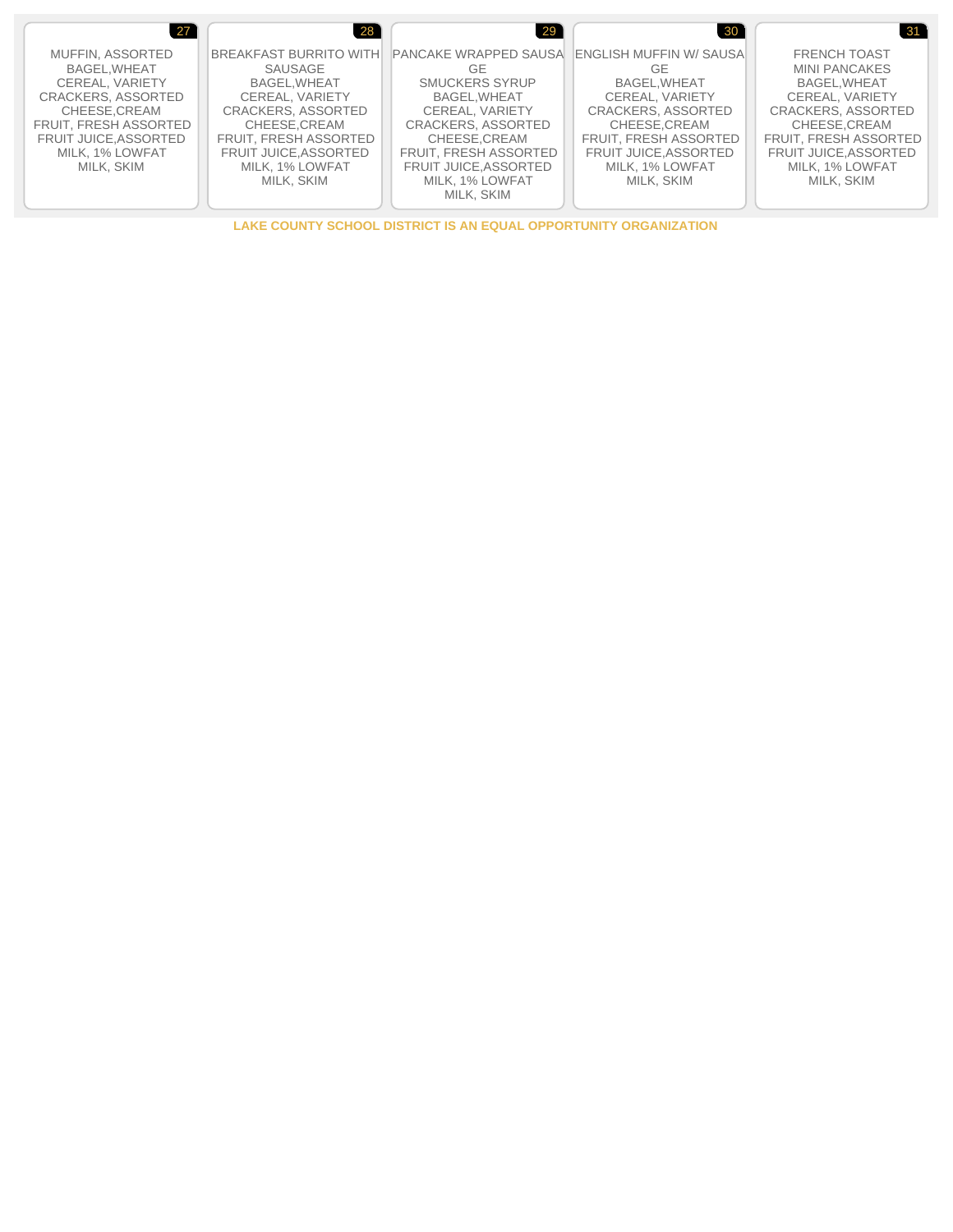| 27 | 28 | 29 | 30 | 31 |
|---|---|---|---|---|
| MUFFIN, ASSORTED<br>BAGEL,WHEAT<br>CEREAL, VARIETY<br>CRACKERS, ASSORTED<br>CHEESE,CREAM<br>FRUIT, FRESH ASSORTED<br>FRUIT JUICE,ASSORTED<br>MILK, 1% LOWFAT<br>MILK, SKIM | BREAKFAST BURRITO WITH SAUSAGE<br>BAGEL,WHEAT<br>CEREAL, VARIETY<br>CRACKERS, ASSORTED<br>CHEESE,CREAM<br>FRUIT, FRESH ASSORTED<br>FRUIT JUICE,ASSORTED<br>MILK, 1% LOWFAT<br>MILK, SKIM | PANCAKE WRAPPED SAUSAGE<br>SMUCKERS SYRUP<br>BAGEL,WHEAT<br>CEREAL, VARIETY<br>CRACKERS, ASSORTED<br>CHEESE,CREAM<br>FRUIT, FRESH ASSORTED<br>FRUIT JUICE,ASSORTED<br>MILK, 1% LOWFAT<br>MILK, SKIM | ENGLISH MUFFIN W/ SAUSAGE<br>BAGEL,WHEAT<br>CEREAL, VARIETY<br>CRACKERS, ASSORTED<br>CHEESE,CREAM<br>FRUIT, FRESH ASSORTED<br>FRUIT JUICE,ASSORTED<br>MILK, 1% LOWFAT<br>MILK, SKIM | FRENCH TOAST<br>MINI PANCAKES<br>BAGEL,WHEAT<br>CEREAL, VARIETY<br>CRACKERS, ASSORTED<br>CHEESE,CREAM<br>FRUIT, FRESH ASSORTED<br>FRUIT JUICE,ASSORTED<br>MILK, 1% LOWFAT<br>MILK, SKIM |

**LAKE COUNTY SCHOOL DISTRICT IS AN EQUAL OPPORTUNITY ORGANIZATION**